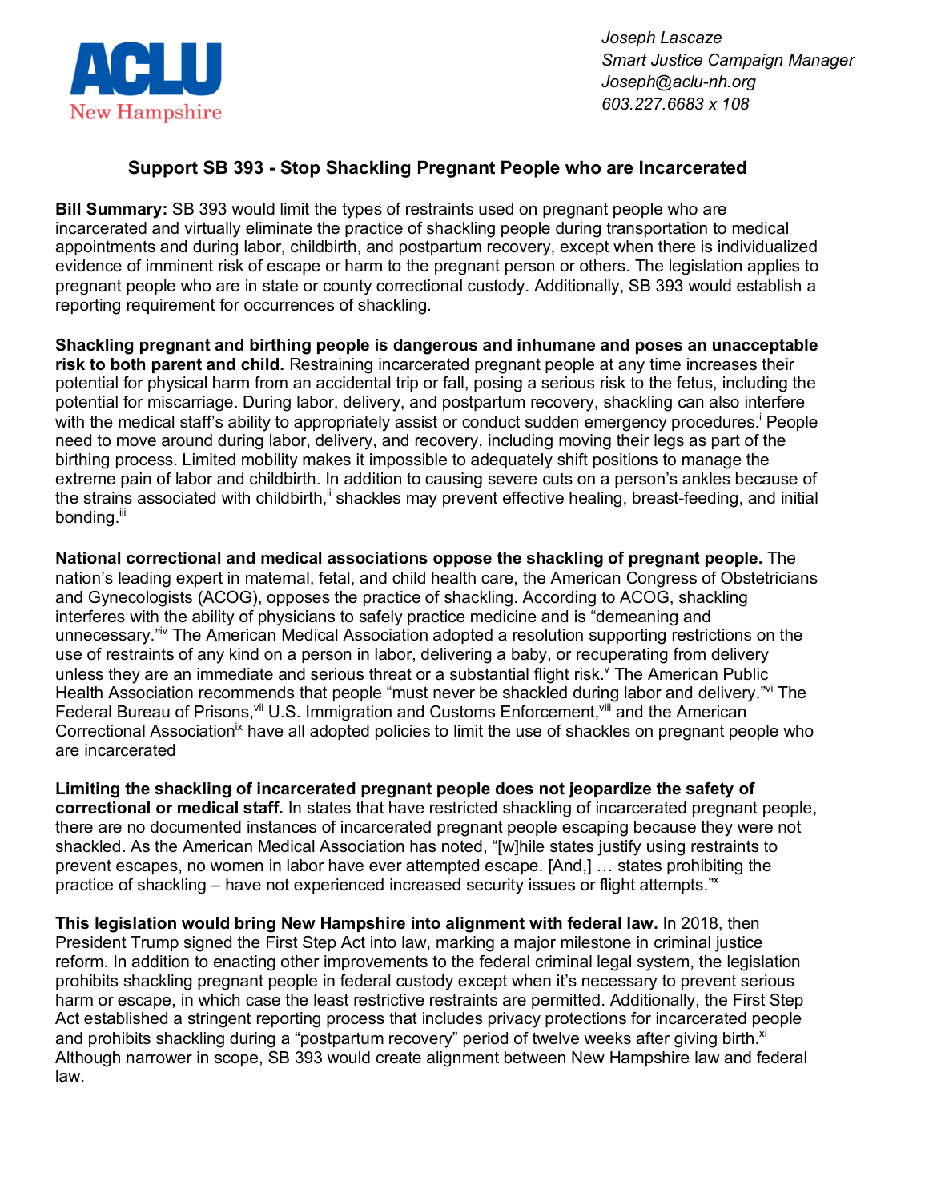ACLU New Hampshire

*Joseph Lascaze*
*Smart Justice Campaign Manager*
*Joseph@aclu-nh.org*
*603.227.6683 x 108*

## Support SB 393 - Stop Shackling Pregnant People who are Incarcerated

**Bill Summary:** SB 393 would limit the types of restraints used on pregnant people who are incarcerated and virtually eliminate the practice of shackling people during transportation to medical appointments and during labor, childbirth, and postpartum recovery, except when there is individualized evidence of imminent risk of escape or harm to the pregnant person or others. The legislation applies to pregnant people who are in state or county correctional custody. Additionally, SB 393 would establish a reporting requirement for occurrences of shackling.

**Shackling pregnant and birthing people is dangerous and inhumane and poses an unacceptable risk to both parent and child.** Restraining incarcerated pregnant people at any time increases their potential for physical harm from an accidental trip or fall, posing a serious risk to the fetus, including the potential for miscarriage. During labor, delivery, and postpartum recovery, shackling can also interfere with the medical staff's ability to appropriately assist or conduct sudden emergency procedures.[i] People need to move around during labor, delivery, and recovery, including moving their legs as part of the birthing process. Limited mobility makes it impossible to adequately shift positions to manage the extreme pain of labor and childbirth. In addition to causing severe cuts on a person's ankles because of the strains associated with childbirth,[ii] shackles may prevent effective healing, breast-feeding, and initial bonding.[iii]

**National correctional and medical associations oppose the shackling of pregnant people.** The nation's leading expert in maternal, fetal, and child health care, the American Congress of Obstetricians and Gynecologists (ACOG), opposes the practice of shackling. According to ACOG, shackling interferes with the ability of physicians to safely practice medicine and is "demeaning and unnecessary."[iv] The American Medical Association adopted a resolution supporting restrictions on the use of restraints of any kind on a person in labor, delivering a baby, or recuperating from delivery unless they are an immediate and serious threat or a substantial flight risk.[v] The American Public Health Association recommends that people "must never be shackled during labor and delivery."[vi] The Federal Bureau of Prisons,[vii] U.S. Immigration and Customs Enforcement,[viii] and the American Correctional Association[ix] have all adopted policies to limit the use of shackles on pregnant people who are incarcerated

**Limiting the shackling of incarcerated pregnant people does not jeopardize the safety of correctional or medical staff.** In states that have restricted shackling of incarcerated pregnant people, there are no documented instances of incarcerated pregnant people escaping because they were not shackled. As the American Medical Association has noted, "[w]hile states justify using restraints to prevent escapes, no women in labor have ever attempted escape. [And,] … states prohibiting the practice of shackling – have not experienced increased security issues or flight attempts."[x]

**This legislation would bring New Hampshire into alignment with federal law.** In 2018, then President Trump signed the First Step Act into law, marking a major milestone in criminal justice reform. In addition to enacting other improvements to the federal criminal legal system, the legislation prohibits shackling pregnant people in federal custody except when it's necessary to prevent serious harm or escape, in which case the least restrictive restraints are permitted. Additionally, the First Step Act established a stringent reporting process that includes privacy protections for incarcerated people and prohibits shackling during a "postpartum recovery" period of twelve weeks after giving birth.[xi] Although narrower in scope, SB 393 would create alignment between New Hampshire law and federal law.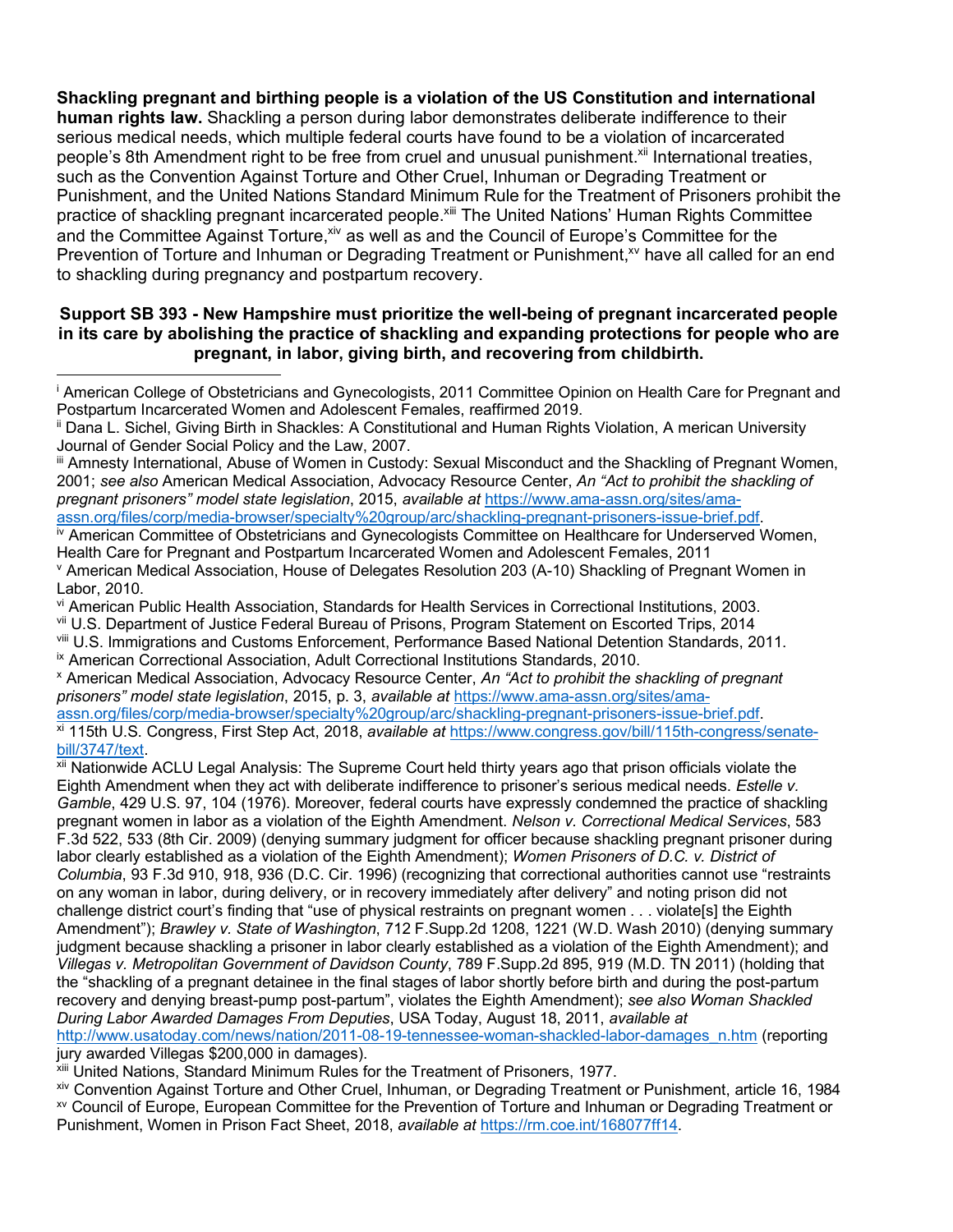**Shackling pregnant and birthing people is a violation of the US Constitution and international human rights law.** Shackling a person during labor demonstrates deliberate indifference to their serious medical needs, which multiple federal courts have found to be a violation of incarcerated people's 8th Amendment right to be free from cruel and unusual punishment.[xii] International treaties, such as the Convention Against Torture and Other Cruel, Inhuman or Degrading Treatment or Punishment, and the United Nations Standard Minimum Rule for the Treatment of Prisoners prohibit the practice of shackling pregnant incarcerated people.[xiii] The United Nations' Human Rights Committee and the Committee Against Torture,[xiv] as well as and the Council of Europe's Committee for the Prevention of Torture and Inhuman or Degrading Treatment or Punishment,[xv] have all called for an end to shackling during pregnancy and postpartum recovery.

**Support SB 393 - New Hampshire must prioritize the well-being of pregnant incarcerated people in its care by abolishing the practice of shackling and expanding protections for people who are pregnant, in labor, giving birth, and recovering from childbirth.**

---

[i] American College of Obstetricians and Gynecologists, 2011 Committee Opinion on Health Care for Pregnant and Postpartum Incarcerated Women and Adolescent Females, reaffirmed 2019.

[ii] Dana L. Sichel, Giving Birth in Shackles: A Constitutional and Human Rights Violation, A merican University Journal of Gender Social Policy and the Law, 2007.

[iii] Amnesty International, Abuse of Women in Custody: Sexual Misconduct and the Shackling of Pregnant Women, 2001; *see also* American Medical Association, Advocacy Resource Center, *An "Act to prohibit the shackling of pregnant prisoners" model state legislation*, 2015, *available at* https://www.ama-assn.org/sites/ama-assn.org/files/corp/media-browser/specialty%20group/arc/shackling-pregnant-prisoners-issue-brief.pdf.

[iv] American Committee of Obstetricians and Gynecologists Committee on Healthcare for Underserved Women, Health Care for Pregnant and Postpartum Incarcerated Women and Adolescent Females, 2011

[v] American Medical Association, House of Delegates Resolution 203 (A-10) Shackling of Pregnant Women in Labor, 2010.

[vi] American Public Health Association, Standards for Health Services in Correctional Institutions, 2003.

[vii] U.S. Department of Justice Federal Bureau of Prisons, Program Statement on Escorted Trips, 2014

[viii] U.S. Immigrations and Customs Enforcement, Performance Based National Detention Standards, 2011.

[ix] American Correctional Association, Adult Correctional Institutions Standards, 2010.

[x] American Medical Association, Advocacy Resource Center, *An "Act to prohibit the shackling of pregnant prisoners" model state legislation*, 2015, p. 3, *available at* https://www.ama-assn.org/sites/ama-assn.org/files/corp/media-browser/specialty%20group/arc/shackling-pregnant-prisoners-issue-brief.pdf.

[xi] 115th U.S. Congress, First Step Act, 2018, *available at* https://www.congress.gov/bill/115th-congress/senate-bill/3747/text.

[xii] Nationwide ACLU Legal Analysis: The Supreme Court held thirty years ago that prison officials violate the Eighth Amendment when they act with deliberate indifference to prisoner's serious medical needs. *Estelle v. Gamble*, 429 U.S. 97, 104 (1976). Moreover, federal courts have expressly condemned the practice of shackling pregnant women in labor as a violation of the Eighth Amendment. *Nelson v. Correctional Medical Services*, 583 F.3d 522, 533 (8th Cir. 2009) (denying summary judgment for officer because shackling pregnant prisoner during labor clearly established as a violation of the Eighth Amendment); *Women Prisoners of D.C. v. District of Columbia*, 93 F.3d 910, 918, 936 (D.C. Cir. 1996) (recognizing that correctional authorities cannot use "restraints on any woman in labor, during delivery, or in recovery immediately after delivery" and noting prison did not challenge district court's finding that "use of physical restraints on pregnant women . . . violate[s] the Eighth Amendment"); *Brawley v. State of Washington*, 712 F.Supp.2d 1208, 1221 (W.D. Wash 2010) (denying summary judgment because shackling a prisoner in labor clearly established as a violation of the Eighth Amendment); and *Villegas v. Metropolitan Government of Davidson County*, 789 F.Supp.2d 895, 919 (M.D. TN 2011) (holding that the "shackling of a pregnant detainee in the final stages of labor shortly before birth and during the post-partum recovery and denying breast-pump post-partum", violates the Eighth Amendment); *see also Woman Shackled During Labor Awarded Damages From Deputies*, USA Today, August 18, 2011, *available at* http://www.usatoday.com/news/nation/2011-08-19-tennessee-woman-shackled-labor-damages_n.htm (reporting jury awarded Villegas $200,000 in damages).

[xiii] United Nations, Standard Minimum Rules for the Treatment of Prisoners, 1977.

[xiv] Convention Against Torture and Other Cruel, Inhuman, or Degrading Treatment or Punishment, article 16, 1984

[xv] Council of Europe, European Committee for the Prevention of Torture and Inhuman or Degrading Treatment or Punishment, Women in Prison Fact Sheet, 2018, *available at* https://rm.coe.int/168077ff14.